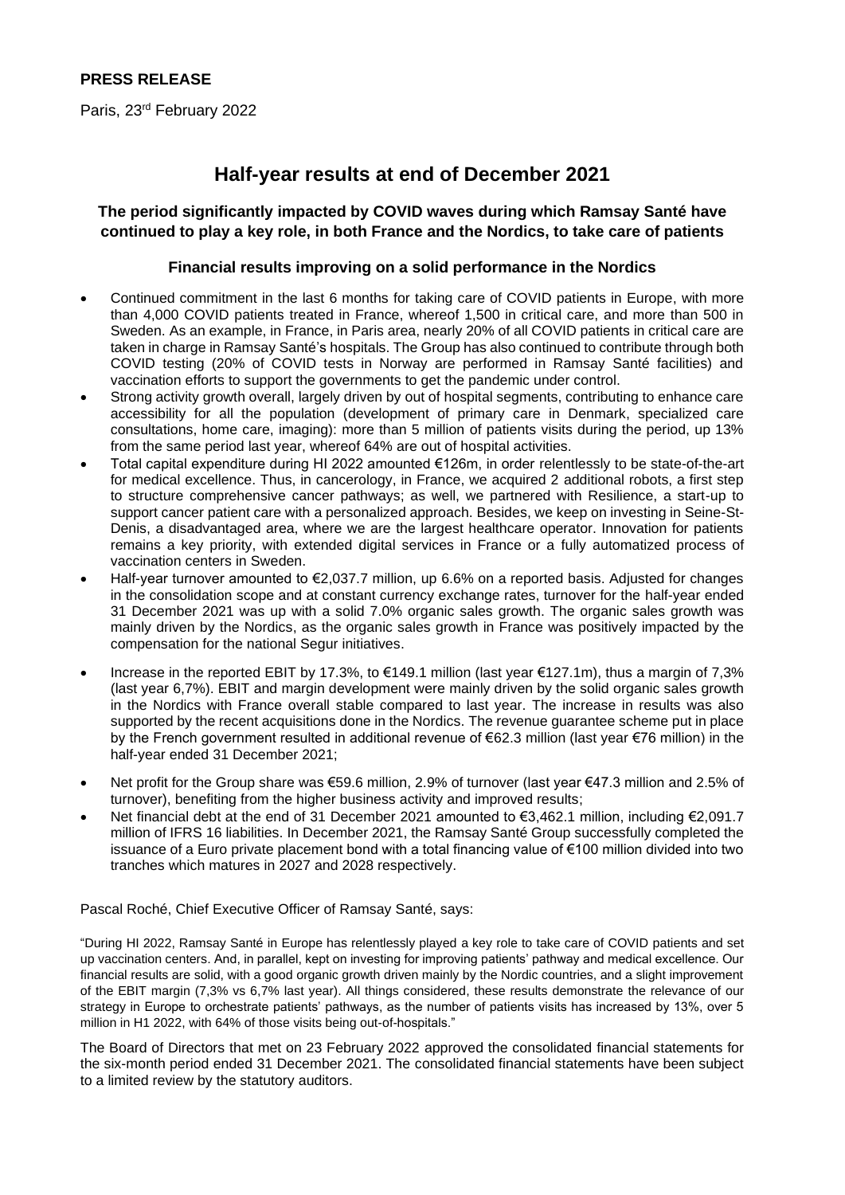**PRESS RELEASE**

Paris, 23rd February 2022

# Half-year results at end of December 2021

### The period significantly impacted by COVID waves during which Ramsay Santé have continued to play a key role, in both France and the Nordics, to take care of patients

### Financial results improving on a solid performance in the Nordics

- Continued commitment in the last 6 months for taking care of COVID patients in Europe, with more than 4,000 COVID patients treated in France, whereof 1,500 in critical care, and more than 500 in Sweden. As an example, in France, in Paris area, nearly 20% of all COVID patients in critical care are taken in charge in Ramsay Santé's hospitals. The Group has also continued to contribute through both COVID testing (20% of COVID tests in Norway are performed in Ramsay Santé facilities) and vaccination efforts to support the governments to get the pandemic under control.
- Strong activity growth overall, largely driven by out of hospital segments, contributing to enhance care accessibility for all the population (development of primary care in Denmark, specialized care consultations, home care, imaging): more than 5 million of patients visits during the period, up 13% from the same period last year, whereof 64% are out of hospital activities.
- Total capital expenditure during HI 2022 amounted €126m, in order relentlessly to be state-of-the-art for medical excellence. Thus, in cancerology, in France, we acquired 2 additional robots, a first step to structure comprehensive cancer pathways; as well, we partnered with Resilience, a start-up to support cancer patient care with a personalized approach. Besides, we keep on investing in Seine-St-Denis, a disadvantaged area, where we are the largest healthcare operator. Innovation for patients remains a key priority, with extended digital services in France or a fully automatized process of vaccination centers in Sweden.
- Half-year turnover amounted to €2,037.7 million, up 6.6% on a reported basis. Adjusted for changes in the consolidation scope and at constant currency exchange rates, turnover for the half-year ended 31 December 2021 was up with a solid 7.0% organic sales growth. The organic sales growth was mainly driven by the Nordics, as the organic sales growth in France was positively impacted by the compensation for the national Segur initiatives.
- Increase in the reported EBIT by 17.3%, to €149.1 million (last year €127.1m), thus a margin of 7,3% (last year 6,7%). EBIT and margin development were mainly driven by the solid organic sales growth in the Nordics with France overall stable compared to last year. The increase in results was also supported by the recent acquisitions done in the Nordics. The revenue guarantee scheme put in place by the French government resulted in additional revenue of €62.3 million (last year €76 million) in the half-year ended 31 December 2021;
- Net profit for the Group share was €59.6 million, 2.9% of turnover (last year €47.3 million and 2.5% of turnover), benefiting from the higher business activity and improved results;
- Net financial debt at the end of 31 December 2021 amounted to €3,462.1 million, including €2,091.7 million of IFRS 16 liabilities. In December 2021, the Ramsay Santé Group successfully completed the issuance of a Euro private placement bond with a total financing value of €100 million divided into two tranches which matures in 2027 and 2028 respectively.

Pascal Roché, Chief Executive Officer of Ramsay Santé, says:

"During HI 2022, Ramsay Santé in Europe has relentlessly played a key role to take care of COVID patients and set up vaccination centers. And, in parallel, kept on investing for improving patients' pathway and medical excellence. Our financial results are solid, with a good organic growth driven mainly by the Nordic countries, and a slight improvement of the EBIT margin (7,3% vs 6,7% last year). All things considered, these results demonstrate the relevance of our strategy in Europe to orchestrate patients' pathways, as the number of patients visits has increased by 13%, over 5 million in H1 2022, with 64% of those visits being out-of-hospitals."

The Board of Directors that met on 23 February 2022 approved the consolidated financial statements for the six-month period ended 31 December 2021. The consolidated financial statements have been subject to a limited review by the statutory auditors.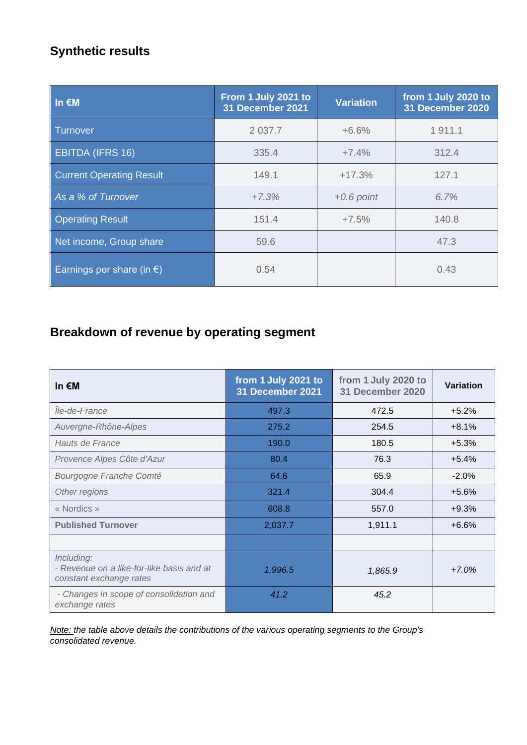## Synthetic results

| In €M | From 1 July 2021 to 31 December 2021 | Variation | from 1 July 2020 to 31 December 2020 |
|---|---|---|---|
| Turnover | 2 037.7 | +6.6% | 1 911.1 |
| EBITDA (IFRS 16) | 335.4 | +7.4% | 312.4 |
| Current Operating Result | 149.1 | +17.3% | 127.1 |
| *As a % of Turnover* | *+7.3%* | *+0.6 point* | *6.7%* |
| Operating Result | 151.4 | +7.5% | 140.8 |
| Net income, Group share | 59.6 | | 47.3 |
| Earnings per share (in €) | 0.54 | | 0.43 |

## Breakdown of revenue by operating segment

| In €M | from 1 July 2021 to 31 December 2021 | from 1 July 2020 to 31 December 2020 | Variation |
|---|---|---|---|
| *Île-de-France* | 497.3 | 472.5 | +5.2% |
| *Auvergne-Rhône-Alpes* | 275.2 | 254.5 | +8.1% |
| *Hauts de France* | 190.0 | 180.5 | +5.3% |
| *Provence Alpes Côte d'Azur* | 80.4 | 76.3 | +5.4% |
| *Bourgogne Franche Comté* | 64.6 | 65.9 | -2.0% |
| *Other regions* | 321.4 | 304.4 | +5.6% |
| « Nordics » | 608.8 | 557.0 | +9.3% |
| **Published Turnover** | 2,037.7 | 1,911.1 | +6.6% |
| | | | |
| *Including:*<br>*- Revenue on a like-for-like basis and at constant exchange rates* | *1,996.5* | *1,865.9* | *+7.0%* |
| *- Changes in scope of consolidation and exchange rates* | *41.2* | *45.2* | |

*Note: the table above details the contributions of the various operating segments to the Group's consolidated revenue.*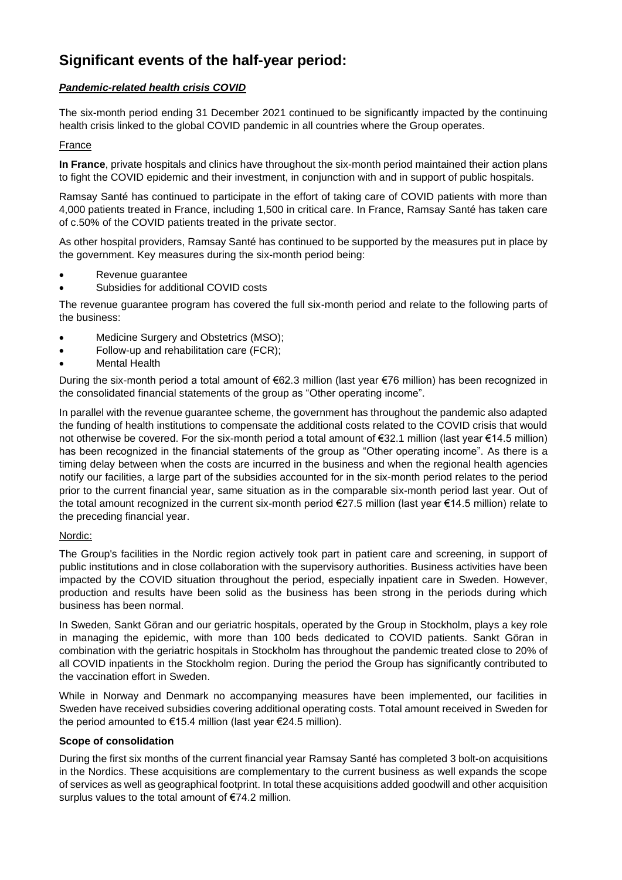# Significant events of the half-year period:

### ***Pandemic-related health crisis COVID***

The six-month period ending 31 December 2021 continued to be significantly impacted by the continuing health crisis linked to the global COVID pandemic in all countries where the Group operates.

France

**In France**, private hospitals and clinics have throughout the six-month period maintained their action plans to fight the COVID epidemic and their investment, in conjunction with and in support of public hospitals.

Ramsay Santé has continued to participate in the effort of taking care of COVID patients with more than 4,000 patients treated in France, including 1,500 in critical care. In France, Ramsay Santé has taken care of c.50% of the COVID patients treated in the private sector.

As other hospital providers, Ramsay Santé has continued to be supported by the measures put in place by the government. Key measures during the six-month period being:

- Revenue guarantee
- Subsidies for additional COVID costs

The revenue guarantee program has covered the full six-month period and relate to the following parts of the business:

- Medicine Surgery and Obstetrics (MSO);
- Follow-up and rehabilitation care (FCR);
- Mental Health

During the six-month period a total amount of €62.3 million (last year €76 million) has been recognized in the consolidated financial statements of the group as "Other operating income".

In parallel with the revenue guarantee scheme, the government has throughout the pandemic also adapted the funding of health institutions to compensate the additional costs related to the COVID crisis that would not otherwise be covered. For the six-month period a total amount of €32.1 million (last year €14.5 million) has been recognized in the financial statements of the group as "Other operating income". As there is a timing delay between when the costs are incurred in the business and when the regional health agencies notify our facilities, a large part of the subsidies accounted for in the six-month period relates to the period prior to the current financial year, same situation as in the comparable six-month period last year. Out of the total amount recognized in the current six-month period €27.5 million (last year €14.5 million) relate to the preceding financial year.

Nordic:

The Group's facilities in the Nordic region actively took part in patient care and screening, in support of public institutions and in close collaboration with the supervisory authorities. Business activities have been impacted by the COVID situation throughout the period, especially inpatient care in Sweden. However, production and results have been solid as the business has been strong in the periods during which business has been normal.

In Sweden, Sankt Göran and our geriatric hospitals, operated by the Group in Stockholm, plays a key role in managing the epidemic, with more than 100 beds dedicated to COVID patients. Sankt Göran in combination with the geriatric hospitals in Stockholm has throughout the pandemic treated close to 20% of all COVID inpatients in the Stockholm region. During the period the Group has significantly contributed to the vaccination effort in Sweden.

While in Norway and Denmark no accompanying measures have been implemented, our facilities in Sweden have received subsidies covering additional operating costs. Total amount received in Sweden for the period amounted to €15.4 million (last year €24.5 million).

**Scope of consolidation**

During the first six months of the current financial year Ramsay Santé has completed 3 bolt-on acquisitions in the Nordics. These acquisitions are complementary to the current business as well expands the scope of services as well as geographical footprint. In total these acquisitions added goodwill and other acquisition surplus values to the total amount of €74.2 million.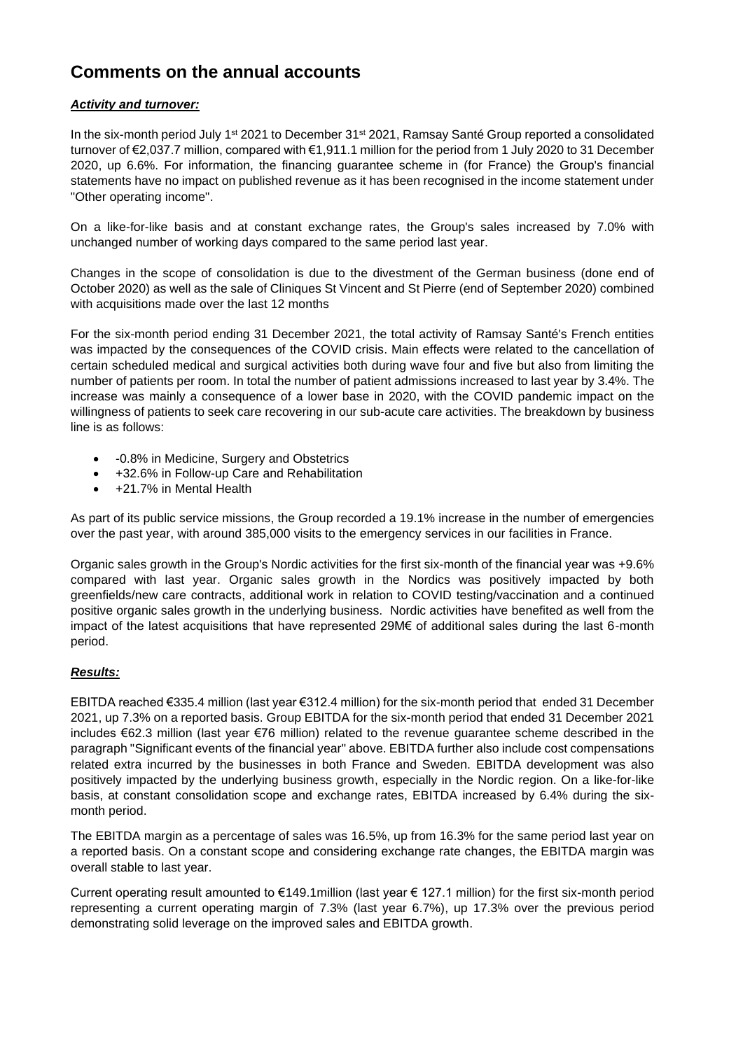# Comments on the annual accounts

***Activity and turnover:***

In the six-month period July 1st 2021 to December 31st 2021, Ramsay Santé Group reported a consolidated turnover of €2,037.7 million, compared with €1,911.1 million for the period from 1 July 2020 to 31 December 2020, up 6.6%. For information, the financing guarantee scheme in (for France) the Group's financial statements have no impact on published revenue as it has been recognised in the income statement under "Other operating income".

On a like-for-like basis and at constant exchange rates, the Group's sales increased by 7.0% with unchanged number of working days compared to the same period last year.

Changes in the scope of consolidation is due to the divestment of the German business (done end of October 2020) as well as the sale of Cliniques St Vincent and St Pierre (end of September 2020) combined with acquisitions made over the last 12 months

For the six-month period ending 31 December 2021, the total activity of Ramsay Santé's French entities was impacted by the consequences of the COVID crisis. Main effects were related to the cancellation of certain scheduled medical and surgical activities both during wave four and five but also from limiting the number of patients per room. In total the number of patient admissions increased to last year by 3.4%. The increase was mainly a consequence of a lower base in 2020, with the COVID pandemic impact on the willingness of patients to seek care recovering in our sub-acute care activities. The breakdown by business line is as follows:

- -0.8% in Medicine, Surgery and Obstetrics
- +32.6% in Follow-up Care and Rehabilitation
- +21.7% in Mental Health

As part of its public service missions, the Group recorded a 19.1% increase in the number of emergencies over the past year, with around 385,000 visits to the emergency services in our facilities in France.

Organic sales growth in the Group's Nordic activities for the first six-month of the financial year was +9.6% compared with last year. Organic sales growth in the Nordics was positively impacted by both greenfields/new care contracts, additional work in relation to COVID testing/vaccination and a continued positive organic sales growth in the underlying business. Nordic activities have benefited as well from the impact of the latest acquisitions that have represented 29M€ of additional sales during the last 6-month period.

***Results:***

EBITDA reached €335.4 million (last year €312.4 million) for the six-month period that ended 31 December 2021, up 7.3% on a reported basis. Group EBITDA for the six-month period that ended 31 December 2021 includes €62.3 million (last year €76 million) related to the revenue guarantee scheme described in the paragraph "Significant events of the financial year" above. EBITDA further also include cost compensations related extra incurred by the businesses in both France and Sweden. EBITDA development was also positively impacted by the underlying business growth, especially in the Nordic region. On a like-for-like basis, at constant consolidation scope and exchange rates, EBITDA increased by 6.4% during the six-month period.

The EBITDA margin as a percentage of sales was 16.5%, up from 16.3% for the same period last year on a reported basis. On a constant scope and considering exchange rate changes, the EBITDA margin was overall stable to last year.

Current operating result amounted to €149.1million (last year € 127.1 million) for the first six-month period representing a current operating margin of 7.3% (last year 6.7%), up 17.3% over the previous period demonstrating solid leverage on the improved sales and EBITDA growth.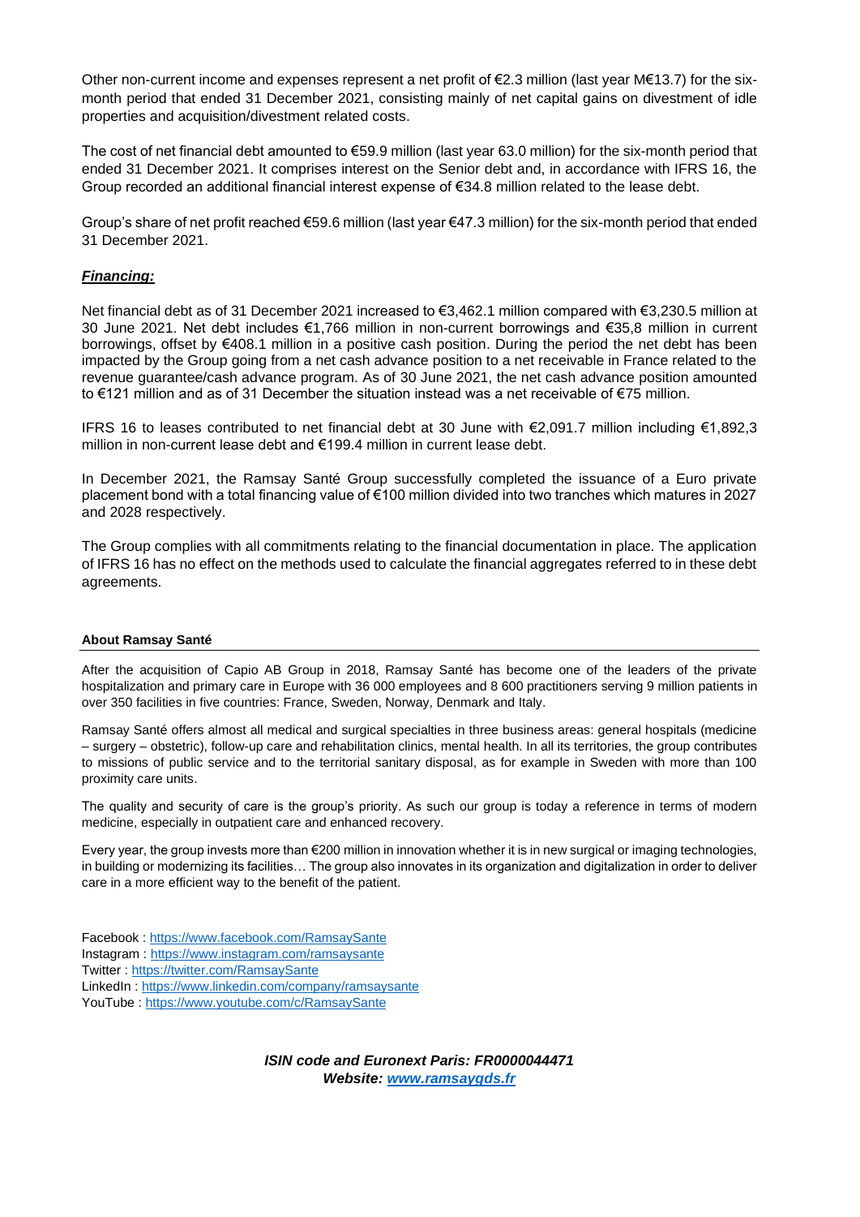Other non-current income and expenses represent a net profit of €2.3 million (last year M€13.7) for the six-month period that ended 31 December 2021, consisting mainly of net capital gains on divestment of idle properties and acquisition/divestment related costs.

The cost of net financial debt amounted to €59.9 million (last year 63.0 million) for the six-month period that ended 31 December 2021. It comprises interest on the Senior debt and, in accordance with IFRS 16, the Group recorded an additional financial interest expense of €34.8 million related to the lease debt.

Group's share of net profit reached €59.6 million (last year €47.3 million) for the six-month period that ended 31 December 2021.

***Financing:***

Net financial debt as of 31 December 2021 increased to €3,462.1 million compared with €3,230.5 million at 30 June 2021. Net debt includes €1,766 million in non-current borrowings and €35,8 million in current borrowings, offset by €408.1 million in a positive cash position. During the period the net debt has been impacted by the Group going from a net cash advance position to a net receivable in France related to the revenue guarantee/cash advance program. As of 30 June 2021, the net cash advance position amounted to €121 million and as of 31 December the situation instead was a net receivable of €75 million.

IFRS 16 to leases contributed to net financial debt at 30 June with €2,091.7 million including €1,892,3 million in non-current lease debt and €199.4 million in current lease debt.

In December 2021, the Ramsay Santé Group successfully completed the issuance of a Euro private placement bond with a total financing value of €100 million divided into two tranches which matures in 2027 and 2028 respectively.

The Group complies with all commitments relating to the financial documentation in place. The application of IFRS 16 has no effect on the methods used to calculate the financial aggregates referred to in these debt agreements.

**About Ramsay Santé**

After the acquisition of Capio AB Group in 2018, Ramsay Santé has become one of the leaders of the private hospitalization and primary care in Europe with 36 000 employees and 8 600 practitioners serving 9 million patients in over 350 facilities in five countries: France, Sweden, Norway, Denmark and Italy.

Ramsay Santé offers almost all medical and surgical specialties in three business areas: general hospitals (medicine – surgery – obstetric), follow-up care and rehabilitation clinics, mental health. In all its territories, the group contributes to missions of public service and to the territorial sanitary disposal, as for example in Sweden with more than 100 proximity care units.

The quality and security of care is the group's priority. As such our group is today a reference in terms of modern medicine, especially in outpatient care and enhanced recovery.

Every year, the group invests more than €200 million in innovation whether it is in new surgical or imaging technologies, in building or modernizing its facilities… The group also innovates in its organization and digitalization in order to deliver care in a more efficient way to the benefit of the patient.

Facebook : https://www.facebook.com/RamsaySante
Instagram : https://www.instagram.com/ramsaysante
Twitter : https://twitter.com/RamsaySante
LinkedIn : https://www.linkedin.com/company/ramsaysante
YouTube : https://www.youtube.com/c/RamsaySante

***ISIN code and Euronext Paris: FR0000044471***
***Website: www.ramsaygds.fr***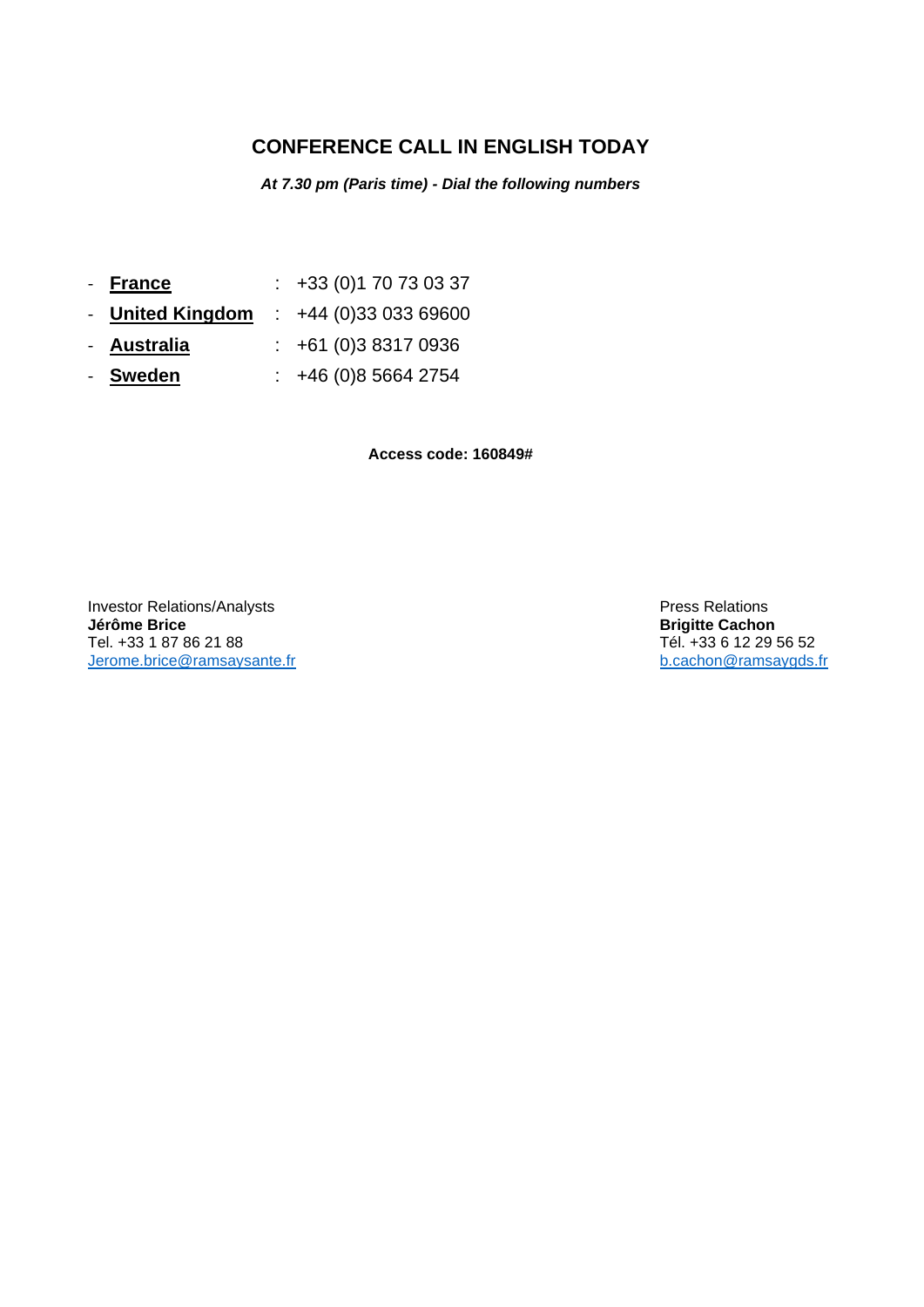## CONFERENCE CALL IN ENGLISH TODAY

***At 7.30 pm (Paris time) - Dial the following numbers***

- **France** : +33 (0)1 70 73 03 37
- **United Kingdom** : +44 (0)33 033 69600
- **Australia** : +61 (0)3 8317 0936
- **Sweden** : +46 (0)8 5664 2754

**Access code: 160849#**

Investor Relations/Analysts
**Jérôme Brice**
Tel. +33 1 87 86 21 88
Jerome.brice@ramsaysante.fr

Press Relations
**Brigitte Cachon**
Tél. +33 6 12 29 56 52
b.cachon@ramsaygds.fr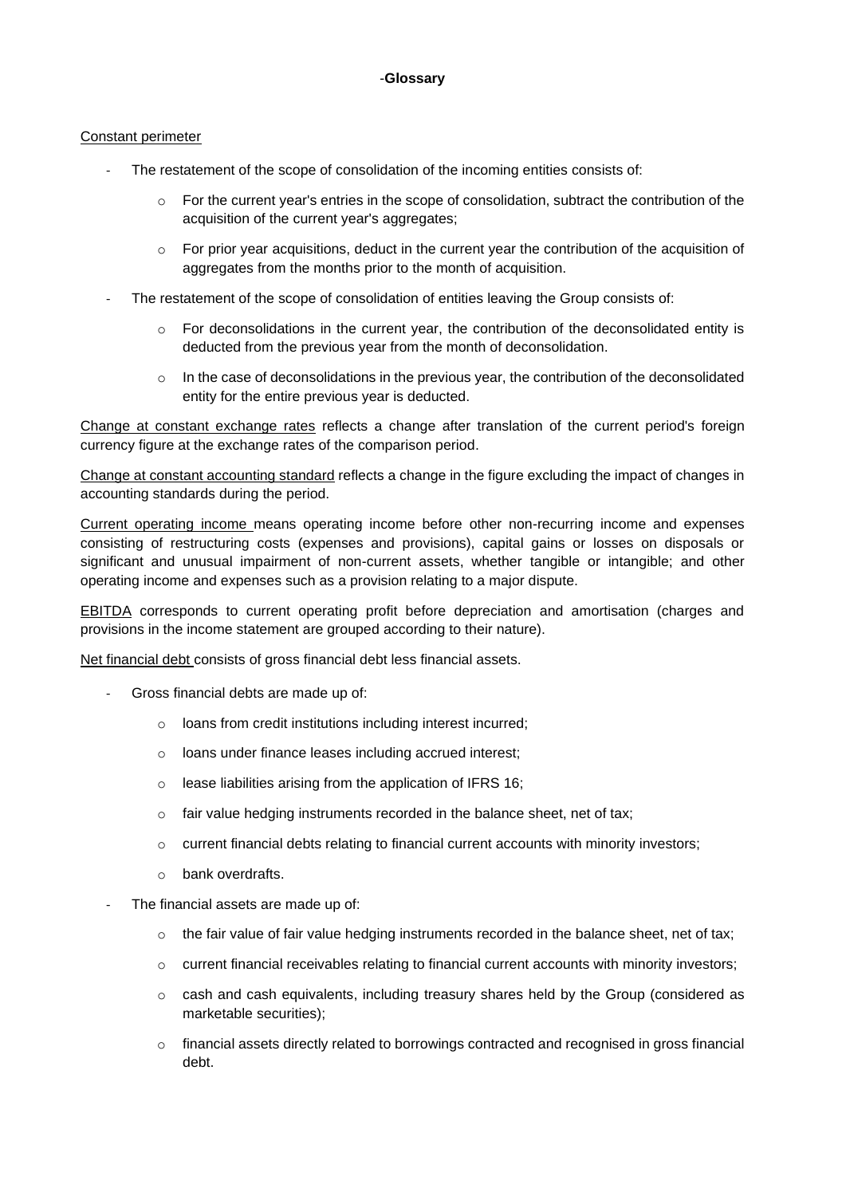# -Glossary

Constant perimeter

- The restatement of the scope of consolidation of the incoming entities consists of:
    - For the current year's entries in the scope of consolidation, subtract the contribution of the acquisition of the current year's aggregates;
    - For prior year acquisitions, deduct in the current year the contribution of the acquisition of aggregates from the months prior to the month of acquisition.
- The restatement of the scope of consolidation of entities leaving the Group consists of:
    - For deconsolidations in the current year, the contribution of the deconsolidated entity is deducted from the previous year from the month of deconsolidation.
    - In the case of deconsolidations in the previous year, the contribution of the deconsolidated entity for the entire previous year is deducted.

Change at constant exchange rates reflects a change after translation of the current period's foreign currency figure at the exchange rates of the comparison period.

Change at constant accounting standard reflects a change in the figure excluding the impact of changes in accounting standards during the period.

Current operating income means operating income before other non-recurring income and expenses consisting of restructuring costs (expenses and provisions), capital gains or losses on disposals or significant and unusual impairment of non-current assets, whether tangible or intangible; and other operating income and expenses such as a provision relating to a major dispute.

EBITDA corresponds to current operating profit before depreciation and amortisation (charges and provisions in the income statement are grouped according to their nature).

Net financial debt consists of gross financial debt less financial assets.

- Gross financial debts are made up of:
    - loans from credit institutions including interest incurred;
    - loans under finance leases including accrued interest;
    - lease liabilities arising from the application of IFRS 16;
    - fair value hedging instruments recorded in the balance sheet, net of tax;
    - current financial debts relating to financial current accounts with minority investors;
    - bank overdrafts.
- The financial assets are made up of:
    - the fair value of fair value hedging instruments recorded in the balance sheet, net of tax;
    - current financial receivables relating to financial current accounts with minority investors;
    - cash and cash equivalents, including treasury shares held by the Group (considered as marketable securities);
    - financial assets directly related to borrowings contracted and recognised in gross financial debt.